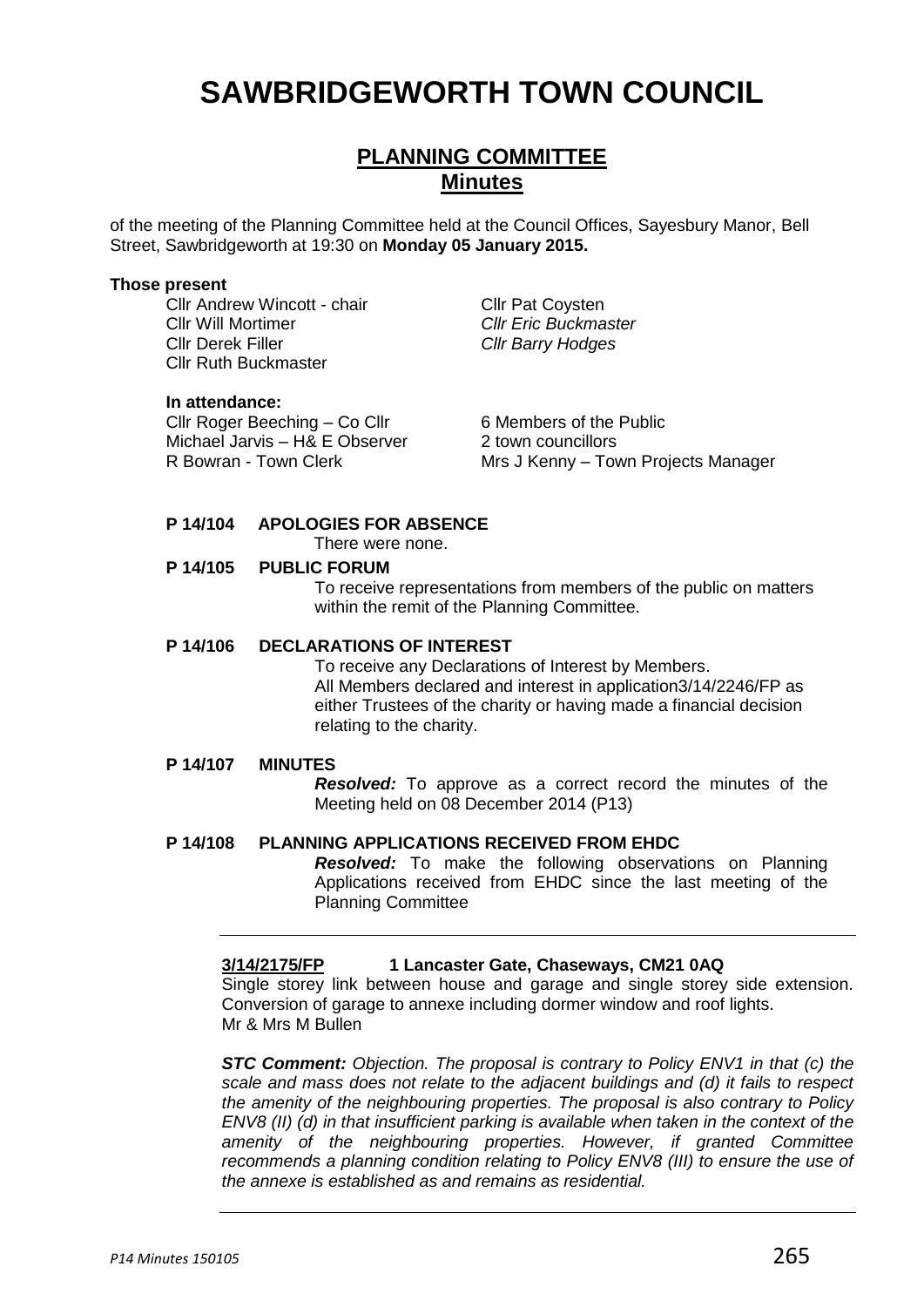# SAWBRIDGEWORTH TOWN COUNCIL

## PLANNING COMMITTEE
## Minutes

of the meeting of the Planning Committee held at the Council Offices, Sayesbury Manor, Bell Street, Sawbridgeworth at 19:30 on **Monday 05 January 2015.**

**Those present**

Cllr Andrew Wincott - chair
Cllr Will Mortimer
Cllr Derek Filler
Cllr Ruth Buckmaster
Cllr Pat Coysten
*Cllr Eric Buckmaster*
*Cllr Barry Hodges*

**In attendance:**

Cllr Roger Beeching – Co Cllr
Michael Jarvis – H& E Observer
R Bowran - Town Clerk
6 Members of the Public
2 town councillors
Mrs J Kenny – Town Projects Manager

**P 14/104 APOLOGIES FOR ABSENCE**

There were none.

**P 14/105 PUBLIC FORUM**

To receive representations from members of the public on matters within the remit of the Planning Committee.

**P 14/106 DECLARATIONS OF INTEREST**

To receive any Declarations of Interest by Members.
All Members declared and interest in application3/14/2246/FP as either Trustees of the charity or having made a financial decision relating to the charity.

**P 14/107 MINUTES**

***Resolved:*** To approve as a correct record the minutes of the Meeting held on 08 December 2014 (P13)

**P 14/108 PLANNING APPLICATIONS RECEIVED FROM EHDC**

***Resolved:*** To make the following observations on Planning Applications received from EHDC since the last meeting of the Planning Committee

---

**3/14/2175/FP 1 Lancaster Gate, Chaseways, CM21 0AQ**

Single storey link between house and garage and single storey side extension. Conversion of garage to annexe including dormer window and roof lights.
Mr & Mrs M Bullen

***STC Comment:*** *Objection. The proposal is contrary to Policy ENV1 in that (c) the scale and mass does not relate to the adjacent buildings and (d) it fails to respect the amenity of the neighbouring properties. The proposal is also contrary to Policy ENV8 (II) (d) in that insufficient parking is available when taken in the context of the amenity of the neighbouring properties. However, if granted Committee recommends a planning condition relating to Policy ENV8 (III) to ensure the use of the annexe is established as and remains as residential.*

---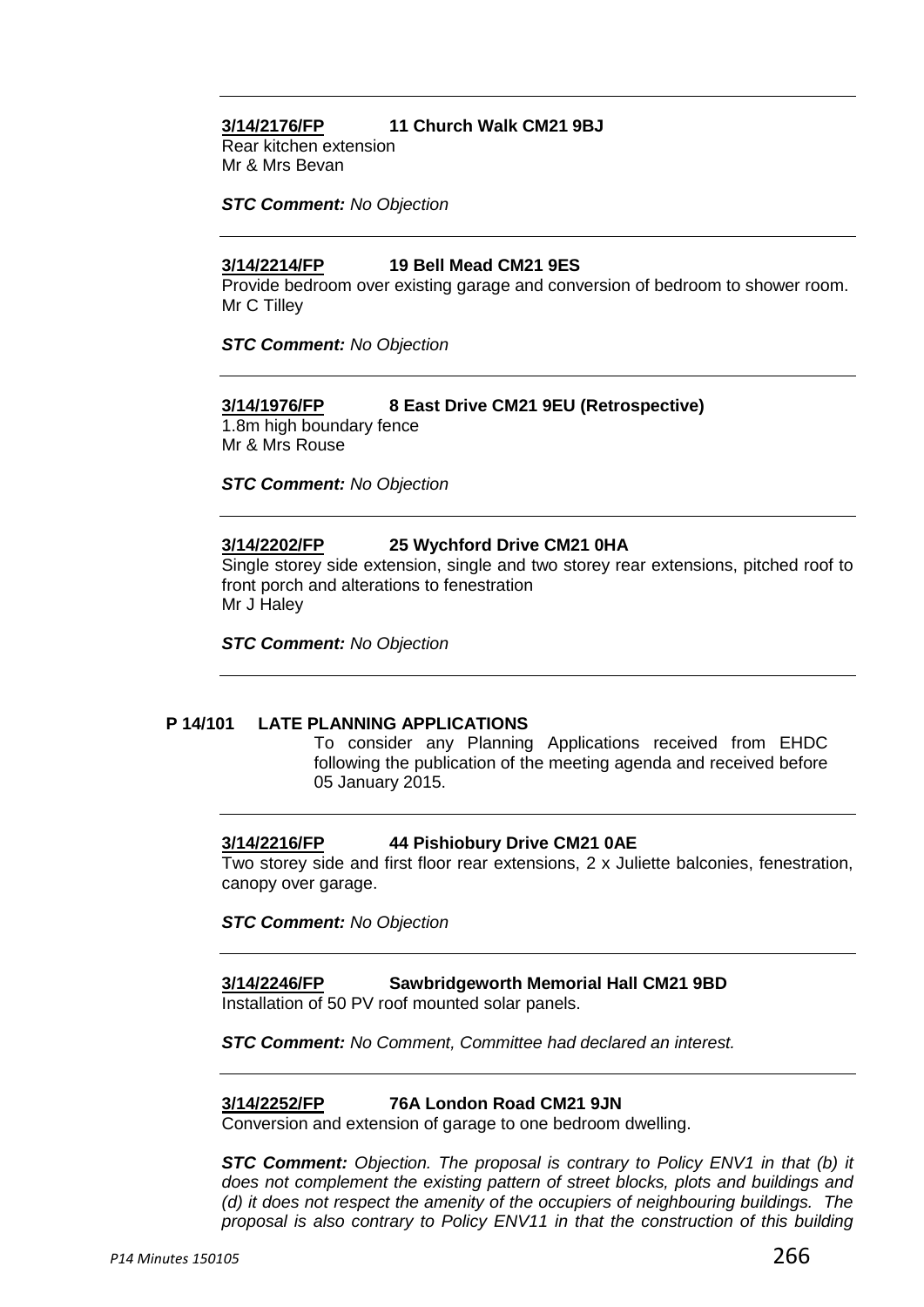---

**3/14/2176/FP** **11 Church Walk CM21 9BJ**

Rear kitchen extension

Mr & Mrs Bevan

***STC Comment:*** *No Objection*

---

**3/14/2214/FP** **19 Bell Mead CM21 9ES**

Provide bedroom over existing garage and conversion of bedroom to shower room.

Mr C Tilley

***STC Comment:*** *No Objection*

---

**3/14/1976/FP** **8 East Drive CM21 9EU (Retrospective)**

1.8m high boundary fence

Mr & Mrs Rouse

***STC Comment:*** *No Objection*

---

**3/14/2202/FP** **25 Wychford Drive CM21 0HA**

Single storey side extension, single and two storey rear extensions, pitched roof to front porch and alterations to fenestration

Mr J Haley

***STC Comment:*** *No Objection*

---

**P 14/101 LATE PLANNING APPLICATIONS**

To consider any Planning Applications received from EHDC following the publication of the meeting agenda and received before 05 January 2015.

---

**3/14/2216/FP** **44 Pishiobury Drive CM21 0AE**

Two storey side and first floor rear extensions, 2 x Juliette balconies, fenestration, canopy over garage.

***STC Comment:*** *No Objection*

---

**3/14/2246/FP** **Sawbridgeworth Memorial Hall CM21 9BD**

Installation of 50 PV roof mounted solar panels.

***STC Comment:*** *No Comment, Committee had declared an interest.*

---

**3/14/2252/FP** **76A London Road CM21 9JN**

Conversion and extension of garage to one bedroom dwelling.

***STC Comment:*** *Objection. The proposal is contrary to Policy ENV1 in that (b) it does not complement the existing pattern of street blocks, plots and buildings and (d) it does not respect the amenity of the occupiers of neighbouring buildings. The proposal is also contrary to Policy ENV11 in that the construction of this building*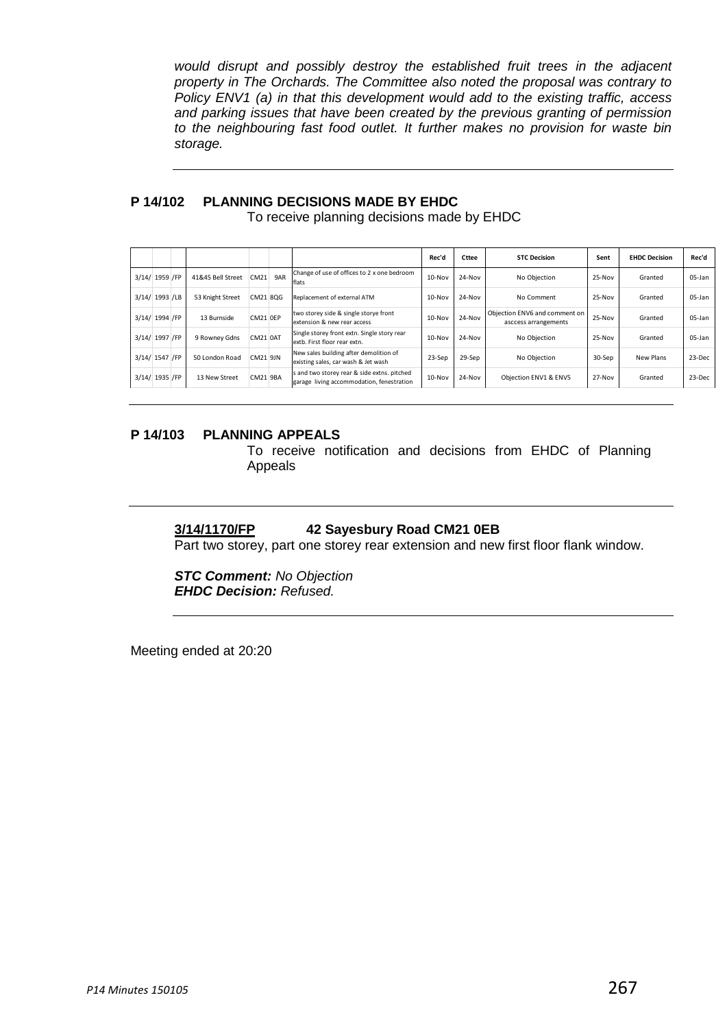*would disrupt and possibly destroy the established fruit trees in the adjacent property in The Orchards. The Committee also noted the proposal was contrary to Policy ENV1 (a) in that this development would add to the existing traffic, access and parking issues that have been created by the previous granting of permission to the neighbouring fast food outlet. It further makes no provision for waste bin storage.*

---

## P 14/102 PLANNING DECISIONS MADE BY EHDC

To receive planning decisions made by EHDC

| | | | | | | | Rec'd | Cttee | STC Decision | Sent | EHDC Decision | Rec'd |
|---|---|---|---|---|---|---|---|---|---|---|---|---|
| 3/14/ | 1959 | /FP | 41&45 Bell Street | CM21 | 9AR | Change of use of offices to 2 x one bedroom flats | 10-Nov | 24-Nov | No Objection | 25-Nov | Granted | 05-Jan |
| 3/14/ | 1993 | /LB | 53 Knight Street | CM21 | 8QG | Replacement of external ATM | 10-Nov | 24-Nov | No Comment | 25-Nov | Granted | 05-Jan |
| 3/14/ | 1994 | /FP | 13 Burnside | CM21 | 0EP | two storey side & single storye front extension & new rear access | 10-Nov | 24-Nov | Objection ENV6 and comment on asccess arrangements | 25-Nov | Granted | 05-Jan |
| 3/14/ | 1997 | /FP | 9 Rowney Gdns | CM21 | 0AT | Single storey front extn. Single story rear extb. First floor rear extn. | 10-Nov | 24-Nov | No Objection | 25-Nov | Granted | 05-Jan |
| 3/14/ | 1547 | /FP | 50 London Road | CM21 | 9JN | New sales building after demolition of existing sales, car wash & Jet wash | 23-Sep | 29-Sep | No Objection | 30-Sep | New Plans | 23-Dec |
| 3/14/ | 1935 | /FP | 13 New Street | CM21 | 9BA | s and two storey rear & side extns. pitched garage living accommodation, fenestration | 10-Nov | 24-Nov | Objection ENV1 & ENV5 | 27-Nov | Granted | 23-Dec |

---

## P 14/103 PLANNING APPEALS

To receive notification and decisions from EHDC of Planning Appeals

---

**3/14/1170/FP** **42 Sayesbury Road CM21 0EB**

Part two storey, part one storey rear extension and new first floor flank window.

***STC Comment:*** *No Objection*
***EHDC Decision:*** *Refused.*

---

Meeting ended at 20:20